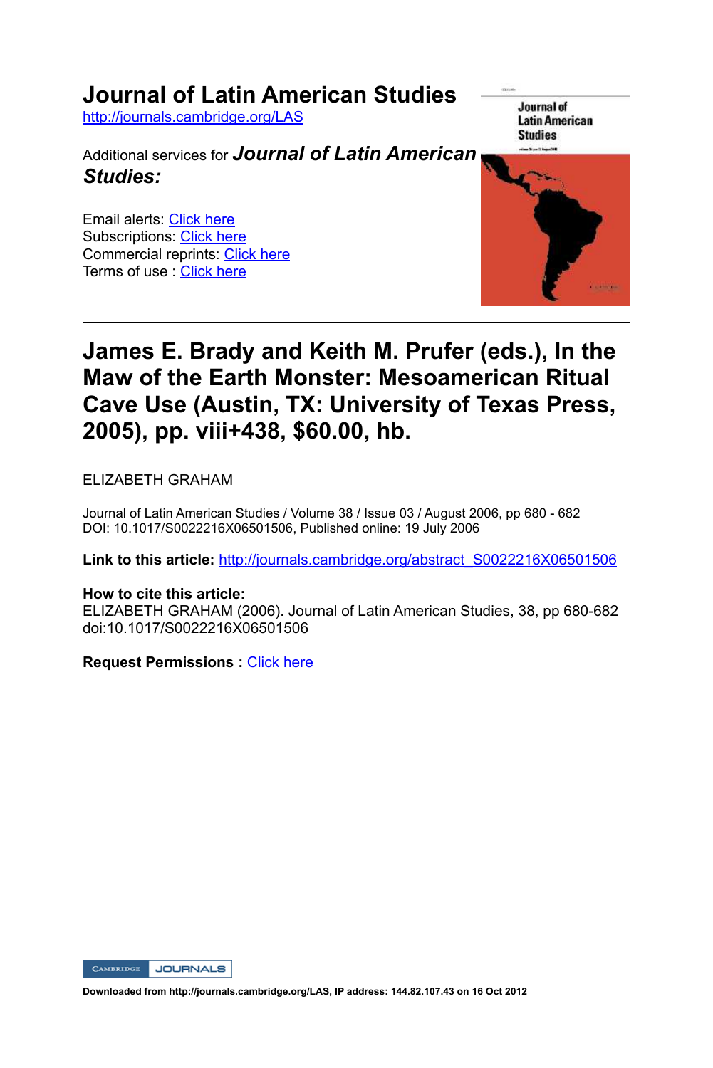# Journal of Latin American Studies

http://journals.cambridge.org/LAS

Additional services for ***Journal of Latin American Studies:***

Email alerts: Click here
Subscriptions: Click here
Commercial reprints: Click here
Terms of use : Click here

## James E. Brady and Keith M. Prufer (eds.), In the Maw of the Earth Monster: Mesoamerican Ritual Cave Use (Austin, TX: University of Texas Press, 2005), pp. viii+438, $60.00, hb.

ELIZABETH GRAHAM

Journal of Latin American Studies / Volume 38 / Issue 03 / August 2006, pp 680 - 682
DOI: 10.1017/S0022216X06501506, Published online: 19 July 2006

**Link to this article:** http://journals.cambridge.org/abstract_S0022216X06501506

**How to cite this article:**
ELIZABETH GRAHAM (2006). Journal of Latin American Studies, 38, pp 680-682 doi:10.1017/S0022216X06501506

**Request Permissions :** Click here

**Downloaded from http://journals.cambridge.org/LAS, IP address: 144.82.107.43 on 16 Oct 2012**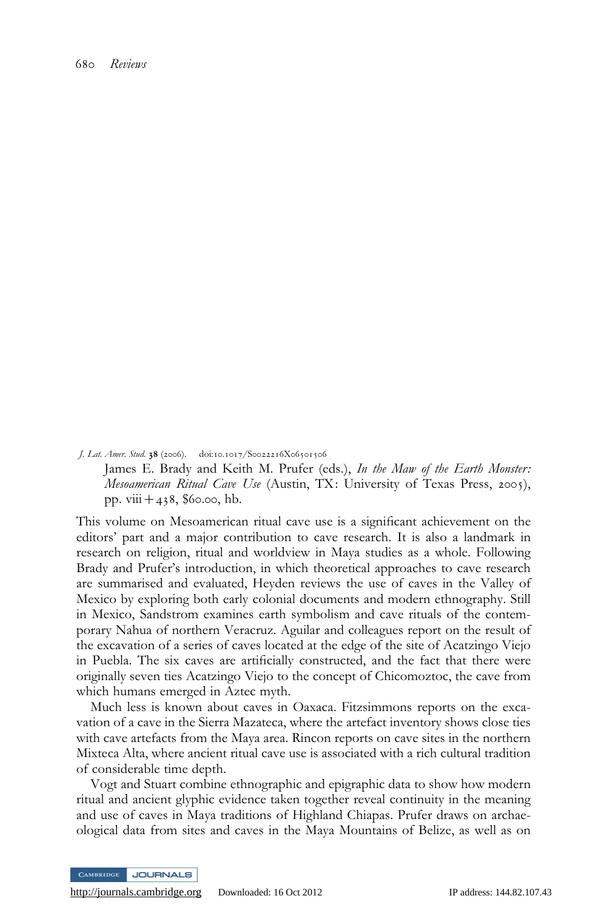*J. Lat. Amer. Stud.* **38** (2006). doi:10.1017/S0022216X06501506

James E. Brady and Keith M. Prufer (eds.), *In the Maw of the Earth Monster: Mesoamerican Ritual Cave Use* (Austin, TX: University of Texas Press, 2005), pp. viii + 438, $60.00, hb.

This volume on Mesoamerican ritual cave use is a significant achievement on the editors' part and a major contribution to cave research. It is also a landmark in research on religion, ritual and worldview in Maya studies as a whole. Following Brady and Prufer's introduction, in which theoretical approaches to cave research are summarised and evaluated, Heyden reviews the use of caves in the Valley of Mexico by exploring both early colonial documents and modern ethnography. Still in Mexico, Sandstrom examines earth symbolism and cave rituals of the contemporary Nahua of northern Veracruz. Aguilar and colleagues report on the result of the excavation of a series of caves located at the edge of the site of Acatzingo Viejo in Puebla. The six caves are artificially constructed, and the fact that there were originally seven ties Acatzingo Viejo to the concept of Chicomoztoc, the cave from which humans emerged in Aztec myth.

Much less is known about caves in Oaxaca. Fitzsimmons reports on the excavation of a cave in the Sierra Mazateca, where the artefact inventory shows close ties with cave artefacts from the Maya area. Rincon reports on cave sites in the northern Mixteca Alta, where ancient ritual cave use is associated with a rich cultural tradition of considerable time depth.

Vogt and Stuart combine ethnographic and epigraphic data to show how modern ritual and ancient glyphic evidence taken together reveal continuity in the meaning and use of caves in Maya traditions of Highland Chiapas. Prufer draws on archaeological data from sites and caves in the Maya Mountains of Belize, as well as on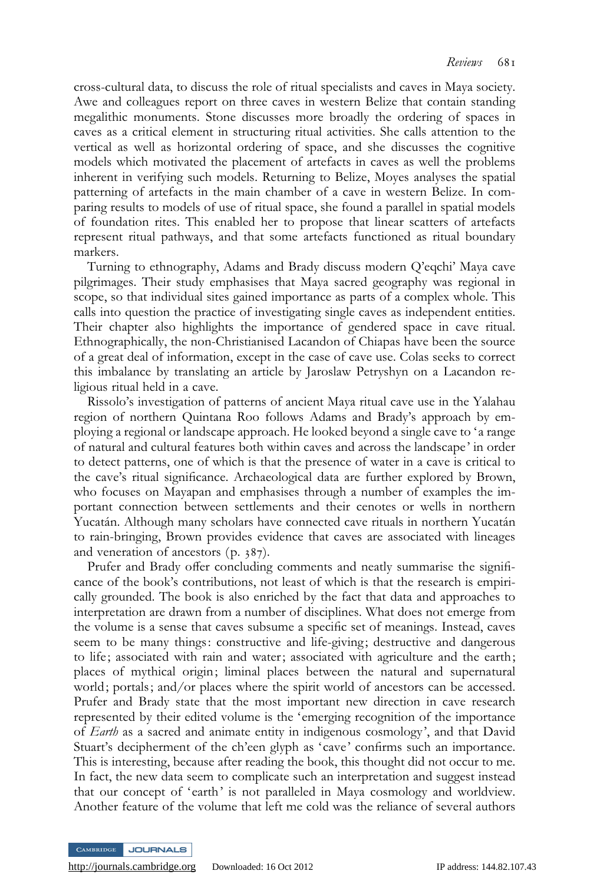cross-cultural data, to discuss the role of ritual specialists and caves in Maya society. Awe and colleagues report on three caves in western Belize that contain standing megalithic monuments. Stone discusses more broadly the ordering of spaces in caves as a critical element in structuring ritual activities. She calls attention to the vertical as well as horizontal ordering of space, and she discusses the cognitive models which motivated the placement of artefacts in caves as well the problems inherent in verifying such models. Returning to Belize, Moyes analyses the spatial patterning of artefacts in the main chamber of a cave in western Belize. In comparing results to models of use of ritual space, she found a parallel in spatial models of foundation rites. This enabled her to propose that linear scatters of artefacts represent ritual pathways, and that some artefacts functioned as ritual boundary markers.

Turning to ethnography, Adams and Brady discuss modern Q'eqchi' Maya cave pilgrimages. Their study emphasises that Maya sacred geography was regional in scope, so that individual sites gained importance as parts of a complex whole. This calls into question the practice of investigating single caves as independent entities. Their chapter also highlights the importance of gendered space in cave ritual. Ethnographically, the non-Christianised Lacandon of Chiapas have been the source of a great deal of information, except in the case of cave use. Colas seeks to correct this imbalance by translating an article by Jaroslaw Petryshyn on a Lacandon religious ritual held in a cave.

Rissolo's investigation of patterns of ancient Maya ritual cave use in the Yalahau region of northern Quintana Roo follows Adams and Brady's approach by employing a regional or landscape approach. He looked beyond a single cave to 'a range of natural and cultural features both within caves and across the landscape' in order to detect patterns, one of which is that the presence of water in a cave is critical to the cave's ritual significance. Archaeological data are further explored by Brown, who focuses on Mayapan and emphasises through a number of examples the important connection between settlements and their cenotes or wells in northern Yucatán. Although many scholars have connected cave rituals in northern Yucatán to rain-bringing, Brown provides evidence that caves are associated with lineages and veneration of ancestors (p. 387).

Prufer and Brady offer concluding comments and neatly summarise the significance of the book's contributions, not least of which is that the research is empirically grounded. The book is also enriched by the fact that data and approaches to interpretation are drawn from a number of disciplines. What does not emerge from the volume is a sense that caves subsume a specific set of meanings. Instead, caves seem to be many things: constructive and life-giving; destructive and dangerous to life; associated with rain and water; associated with agriculture and the earth; places of mythical origin; liminal places between the natural and supernatural world; portals; and/or places where the spirit world of ancestors can be accessed. Prufer and Brady state that the most important new direction in cave research represented by their edited volume is the 'emerging recognition of the importance of *Earth* as a sacred and animate entity in indigenous cosmology', and that David Stuart's decipherment of the ch'een glyph as 'cave' confirms such an importance. This is interesting, because after reading the book, this thought did not occur to me. In fact, the new data seem to complicate such an interpretation and suggest instead that our concept of 'earth' is not paralleled in Maya cosmology and worldview. Another feature of the volume that left me cold was the reliance of several authors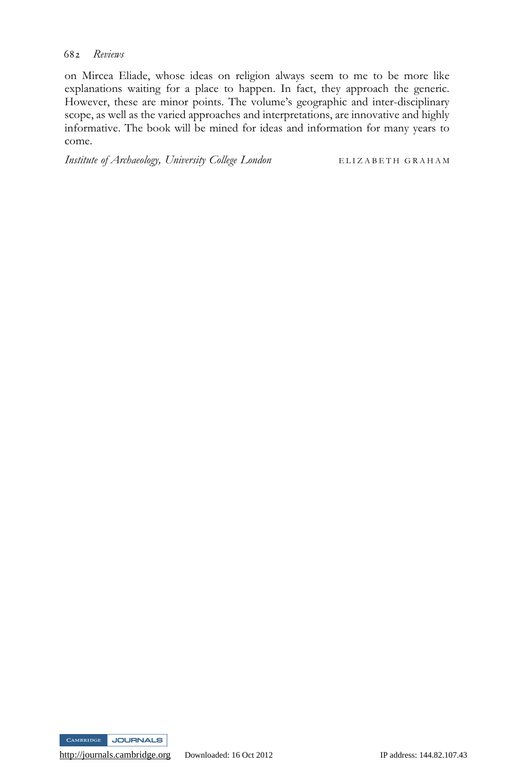on Mircea Eliade, whose ideas on religion always seem to me to be more like explanations waiting for a place to happen. In fact, they approach the generic. However, these are minor points. The volume's geographic and inter-disciplinary scope, as well as the varied approaches and interpretations, are innovative and highly informative. The book will be mined for ideas and information for many years to come.

*Institute of Archaeology, University College London* ELIZABETH GRAHAM